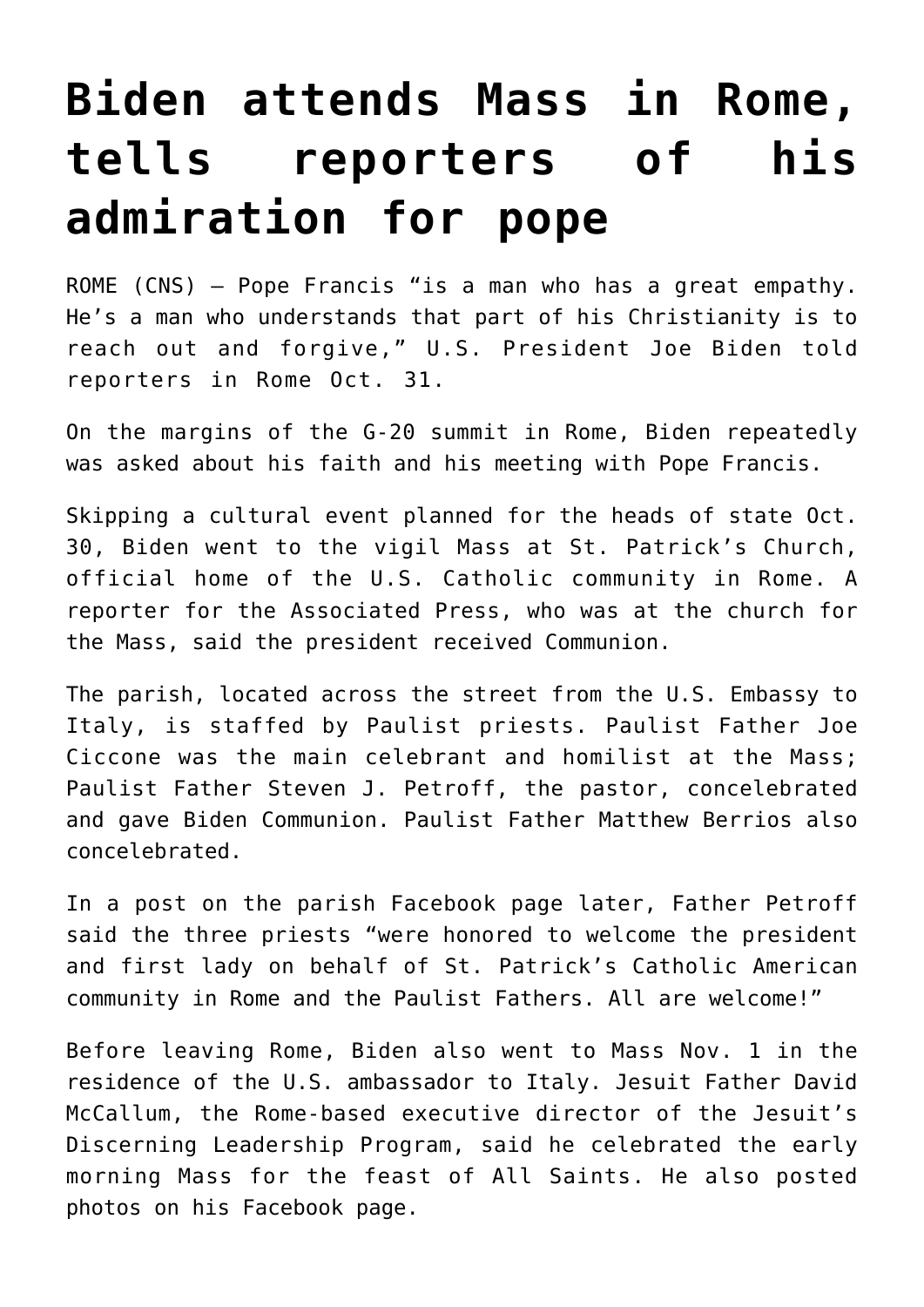# Biden attends Mass in Rome, tells reporters of his admiration for pope

ROME (CNS) — Pope Francis "is a man who has a great empathy. He's a man who understands that part of his Christianity is to reach out and forgive," U.S. President Joe Biden told reporters in Rome Oct. 31.

On the margins of the G-20 summit in Rome, Biden repeatedly was asked about his faith and his meeting with Pope Francis.

Skipping a cultural event planned for the heads of state Oct. 30, Biden went to the vigil Mass at St. Patrick's Church, official home of the U.S. Catholic community in Rome. A reporter for the Associated Press, who was at the church for the Mass, said the president received Communion.

The parish, located across the street from the U.S. Embassy to Italy, is staffed by Paulist priests. Paulist Father Joe Ciccone was the main celebrant and homilist at the Mass; Paulist Father Steven J. Petroff, the pastor, concelebrated and gave Biden Communion. Paulist Father Matthew Berrios also concelebrated.

In a post on the parish Facebook page later, Father Petroff said the three priests "were honored to welcome the president and first lady on behalf of St. Patrick's Catholic American community in Rome and the Paulist Fathers. All are welcome!"

Before leaving Rome, Biden also went to Mass Nov. 1 in the residence of the U.S. ambassador to Italy. Jesuit Father David McCallum, the Rome-based executive director of the Jesuit's Discerning Leadership Program, said he celebrated the early morning Mass for the feast of All Saints. He also posted photos on his Facebook page.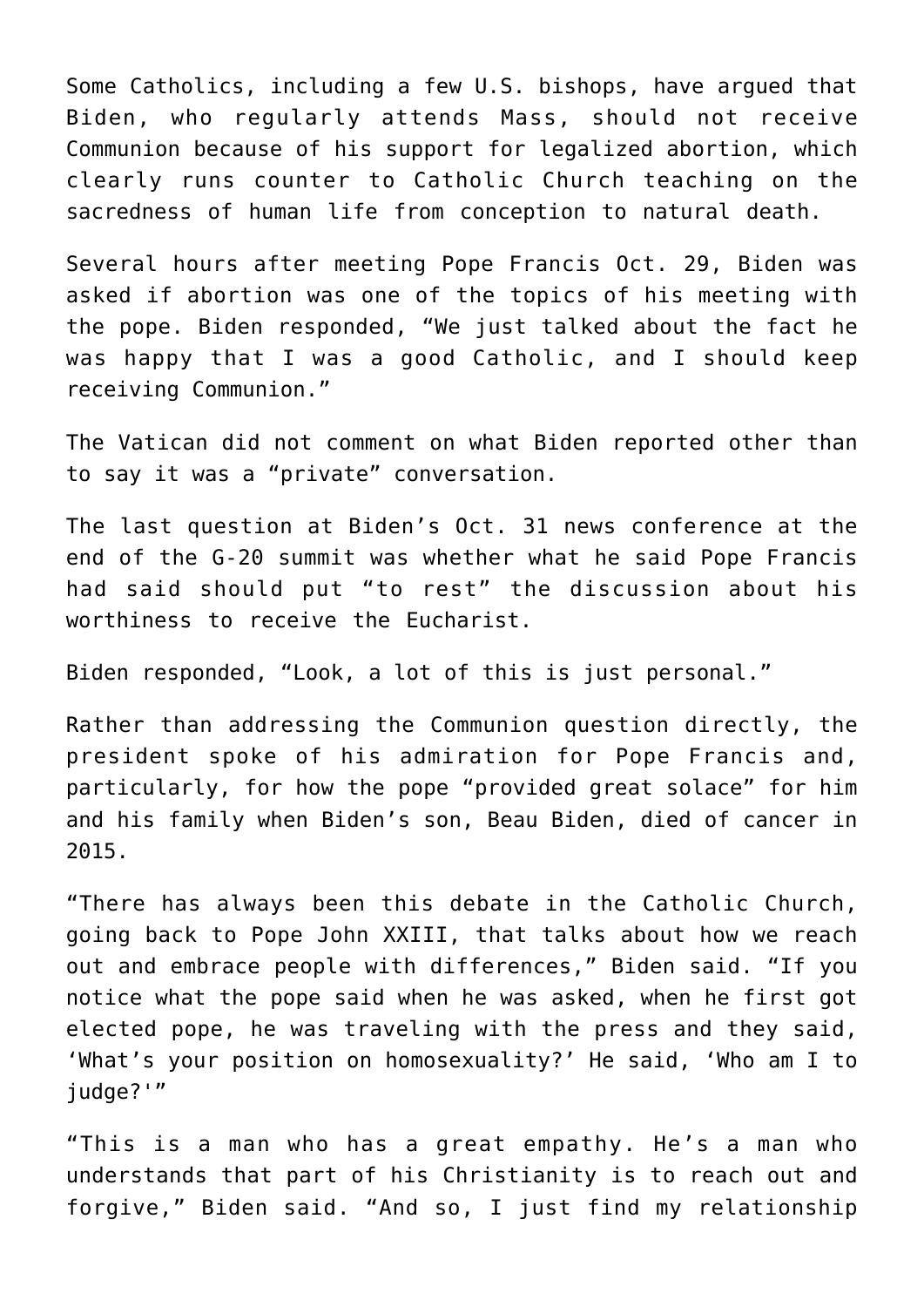Some Catholics, including a few U.S. bishops, have argued that Biden, who regularly attends Mass, should not receive Communion because of his support for legalized abortion, which clearly runs counter to Catholic Church teaching on the sacredness of human life from conception to natural death.

Several hours after meeting Pope Francis Oct. 29, Biden was asked if abortion was one of the topics of his meeting with the pope. Biden responded, "We just talked about the fact he was happy that I was a good Catholic, and I should keep receiving Communion."

The Vatican did not comment on what Biden reported other than to say it was a "private" conversation.

The last question at Biden's Oct. 31 news conference at the end of the G-20 summit was whether what he said Pope Francis had said should put "to rest" the discussion about his worthiness to receive the Eucharist.

Biden responded, "Look, a lot of this is just personal."

Rather than addressing the Communion question directly, the president spoke of his admiration for Pope Francis and, particularly, for how the pope "provided great solace" for him and his family when Biden's son, Beau Biden, died of cancer in 2015.

"There has always been this debate in the Catholic Church, going back to Pope John XXIII, that talks about how we reach out and embrace people with differences," Biden said. "If you notice what the pope said when he was asked, when he first got elected pope, he was traveling with the press and they said, 'What's your position on homosexuality?' He said, 'Who am I to judge?'"

"This is a man who has a great empathy. He's a man who understands that part of his Christianity is to reach out and forgive," Biden said. "And so, I just find my relationship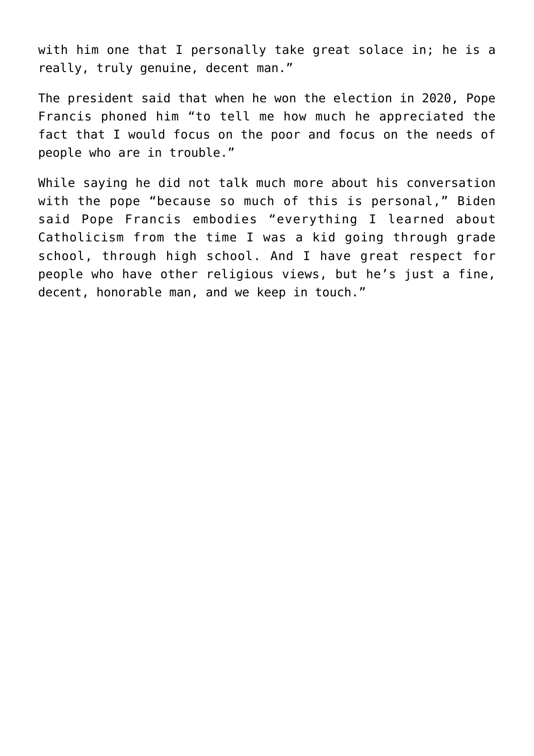with him one that I personally take great solace in; he is a really, truly genuine, decent man."

The president said that when he won the election in 2020, Pope Francis phoned him "to tell me how much he appreciated the fact that I would focus on the poor and focus on the needs of people who are in trouble."

While saying he did not talk much more about his conversation with the pope "because so much of this is personal," Biden said Pope Francis embodies "everything I learned about Catholicism from the time I was a kid going through grade school, through high school. And I have great respect for people who have other religious views, but he's just a fine, decent, honorable man, and we keep in touch."